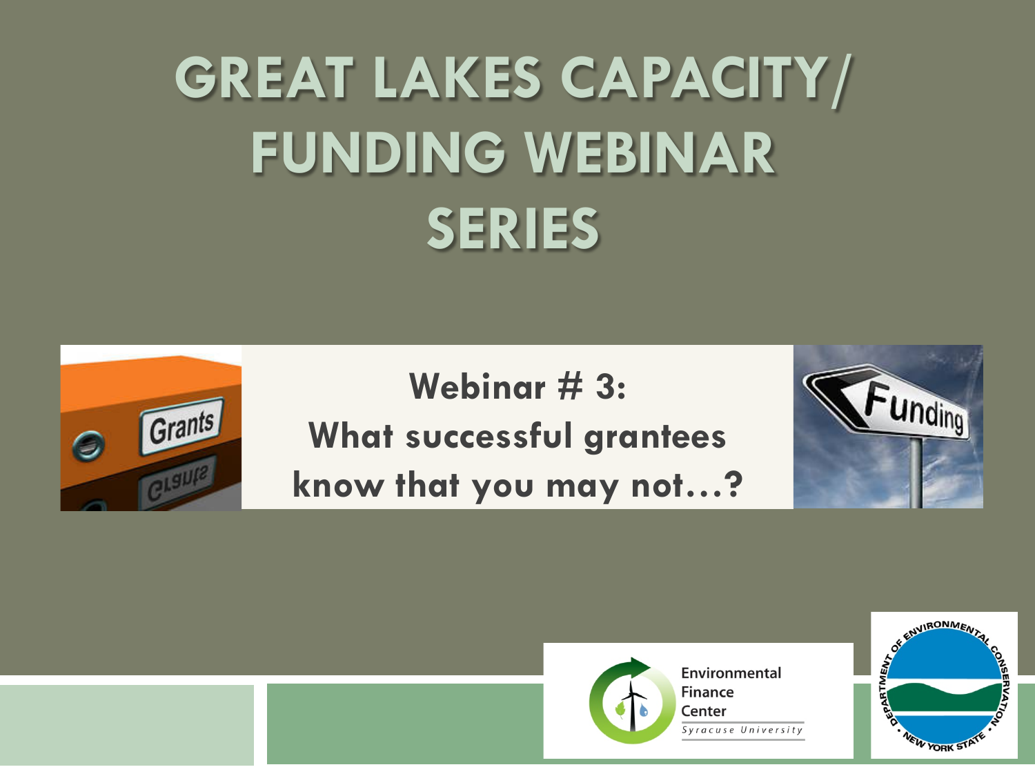# GREAT LAKES CAPACITY/ FUNDING WEBINAR SERIES

## Webinar # 3: What successful grantees know that you may not…?

Environmental Finance Center
Syracuse University

Department of Environmental Conservation • New York State •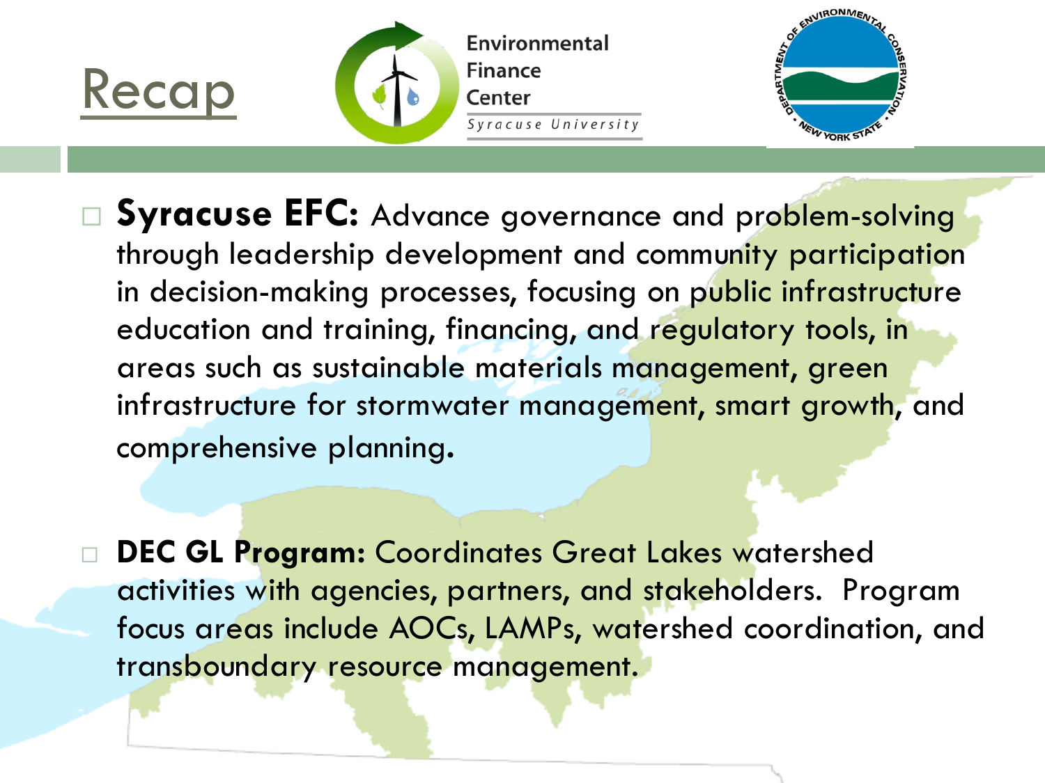# Recap

Environmental Finance Center
*Syracuse University*

- **Syracuse EFC:** Advance governance and problem-solving through leadership development and community participation in decision-making processes, focusing on public infrastructure education and training, financing, and regulatory tools, in areas such as sustainable materials management, green infrastructure for stormwater management, smart growth, and comprehensive planning.

- **DEC GL Program:** Coordinates Great Lakes watershed activities with agencies, partners, and stakeholders. Program focus areas include AOCs, LAMPs, watershed coordination, and transboundary resource management.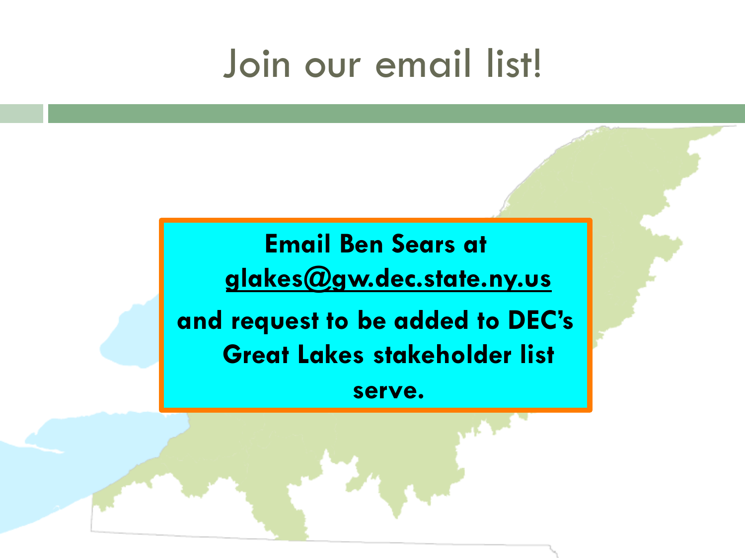# Join our email list!

**Email Ben Sears at glakes@gw.dec.state.ny.us**

**and request to be added to DEC's Great Lakes stakeholder list serve.**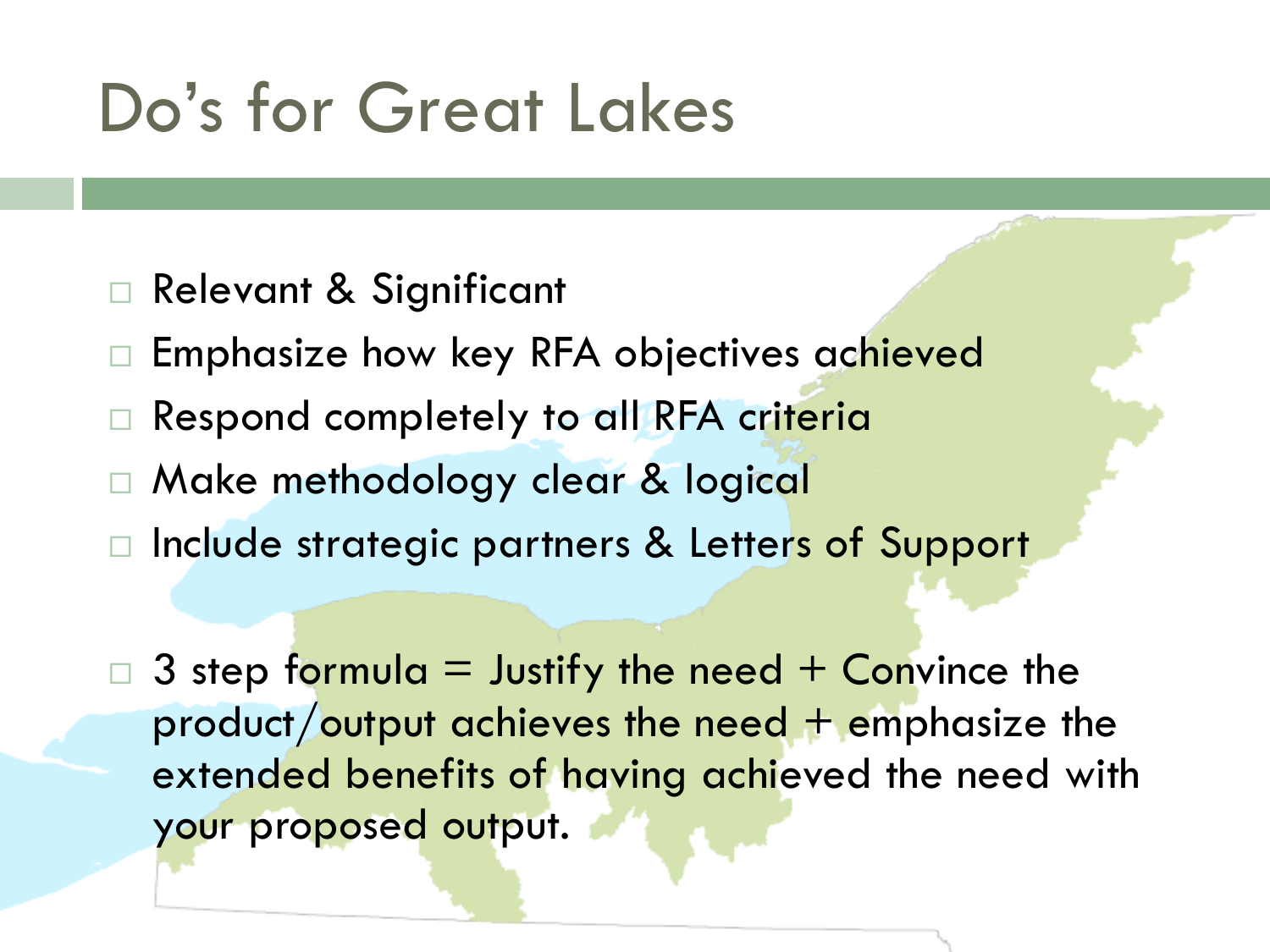# Do's for Great Lakes

- Relevant & Significant
- Emphasize how key RFA objectives achieved
- Respond completely to all RFA criteria
- Make methodology clear & logical
- Include strategic partners & Letters of Support

- 3 step formula = Justify the need + Convince the product/output achieves the need + emphasize the extended benefits of having achieved the need with your proposed output.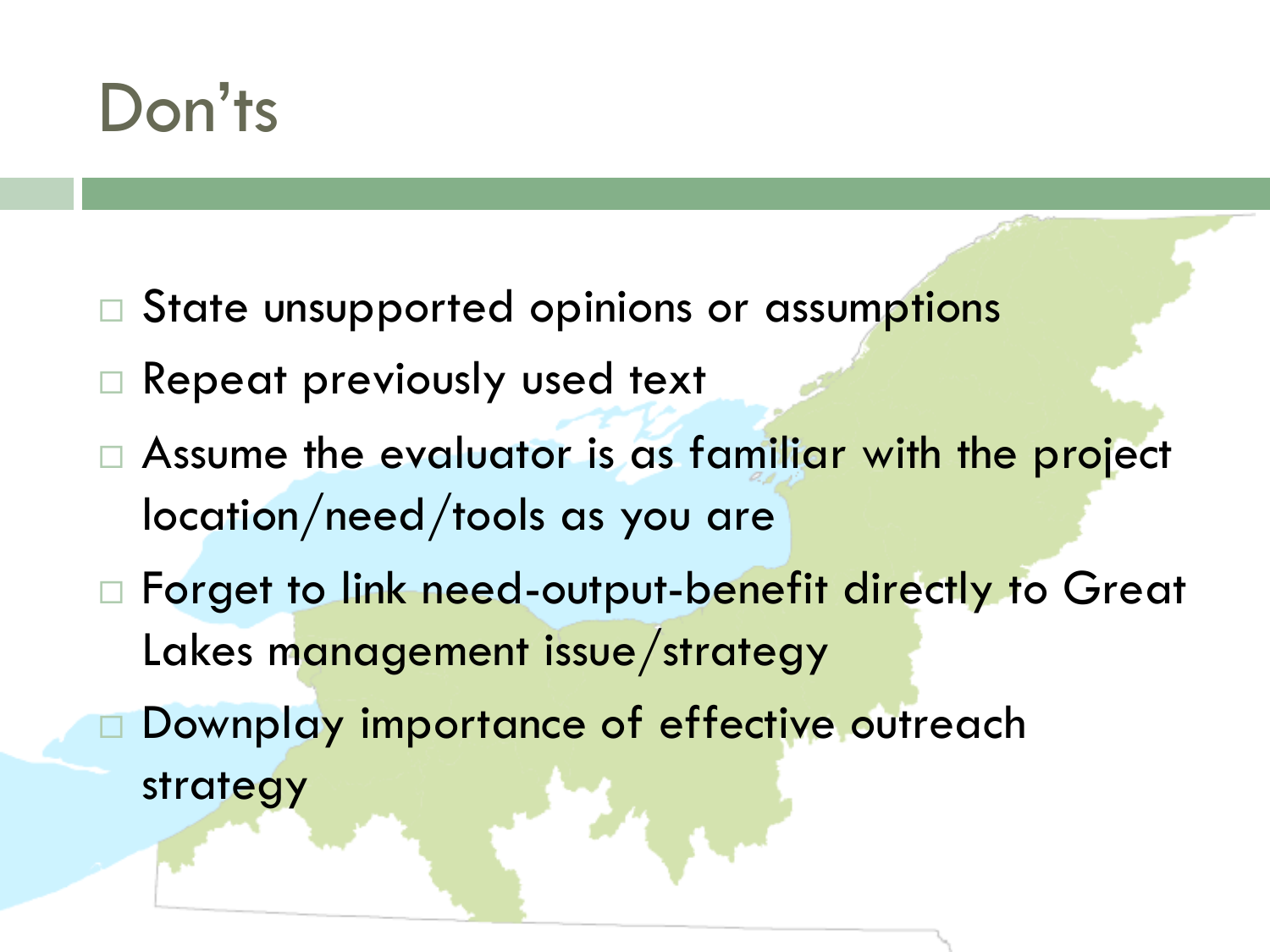# Don'ts

- State unsupported opinions or assumptions
- Repeat previously used text
- Assume the evaluator is as familiar with the project location/need/tools as you are
- Forget to link need-output-benefit directly to Great Lakes management issue/strategy
- Downplay importance of effective outreach strategy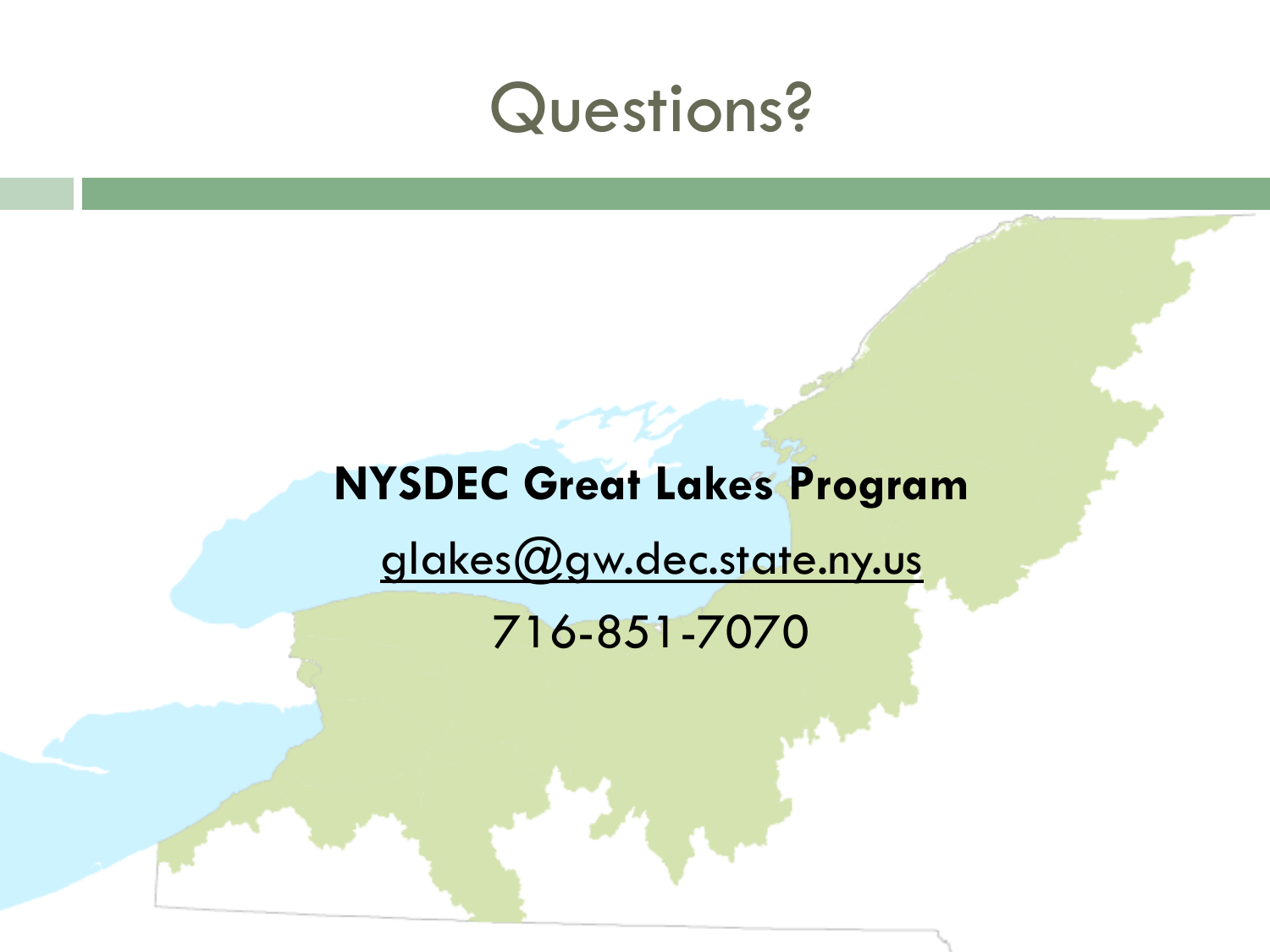# Questions?

**NYSDEC Great Lakes Program**

glakes@gw.dec.state.ny.us

716-851-7070